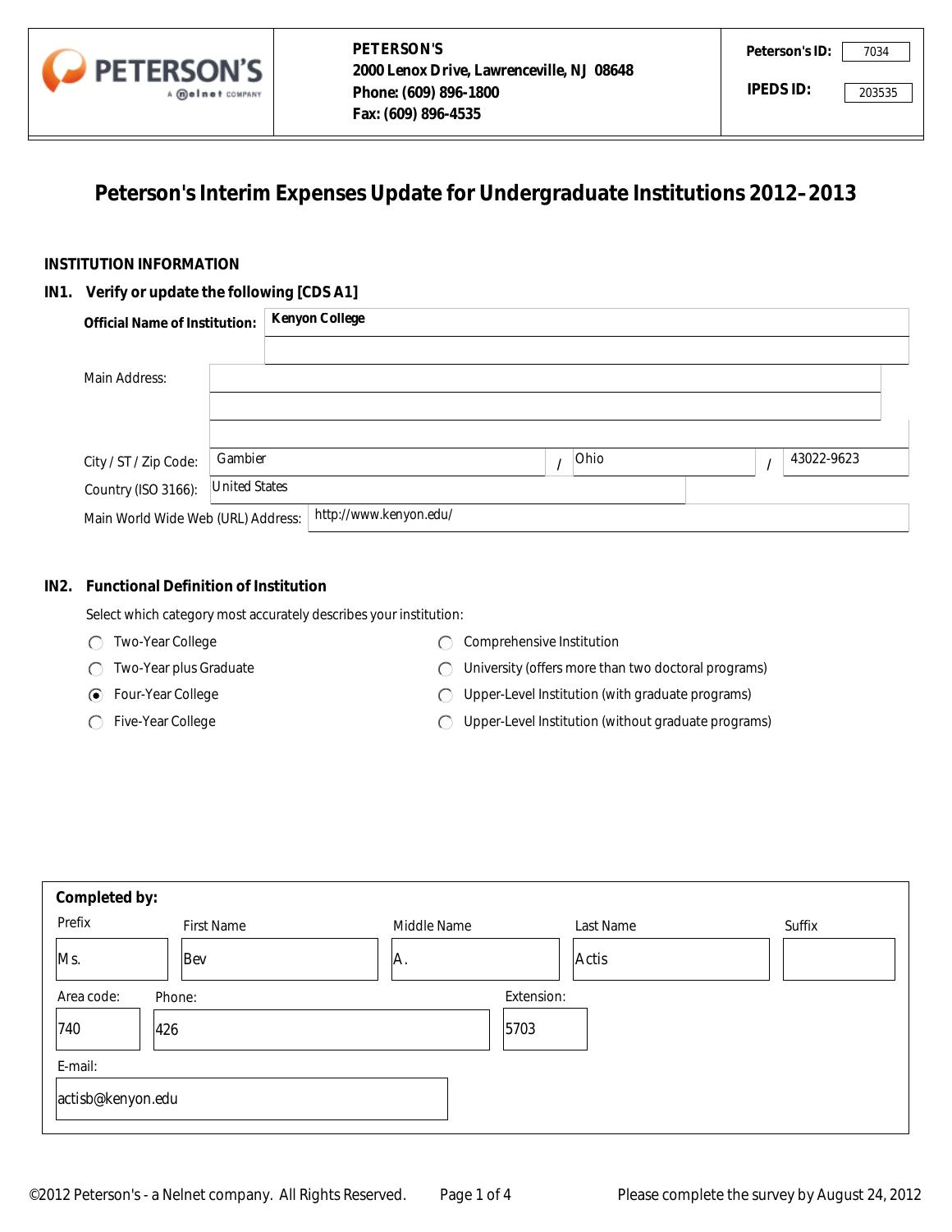PETERSON'S
2000 Lenox Drive, Lawrenceville, NJ 08648
Phone: (609) 896-1800
Fax: (609) 896-4535

**Peterson's ID:** 7034

**IPEDS ID:** 203535

# Peterson's Interim Expenses Update for Undergraduate Institutions 2012–2013

## INSTITUTION INFORMATION

### IN1. Verify or update the following [CDS A1]

**Official Name of Institution:** Kenyon College

Main Address:

City / ST / Zip Code: Gambier / Ohio / 43022-9623

Country (ISO 3166): United States

Main World Wide Web (URL) Address: http://www.kenyon.edu/

### IN2. Functional Definition of Institution

Select which category most accurately describes your institution:

- ○ Two-Year College
- ○ Two-Year plus Graduate
- ◉ Four-Year College
- ○ Five-Year College
- ○ Comprehensive Institution
- ○ University (offers more than two doctoral programs)
- ○ Upper-Level Institution (with graduate programs)
- ○ Upper-Level Institution (without graduate programs)

**Completed by:**

| Prefix | First Name | Middle Name | Last Name | Suffix |
|---|---|---|---|---|
| Ms. | Bev | A. | Actis | |

| Area code: | Phone: | Extension: |
|---|---|---|
| 740 | 426 | 5703 |

E-mail: actisb@kenyon.edu

©2012 Peterson's - a Nelnet company. All Rights Reserved. Please complete the survey by August 24, 2012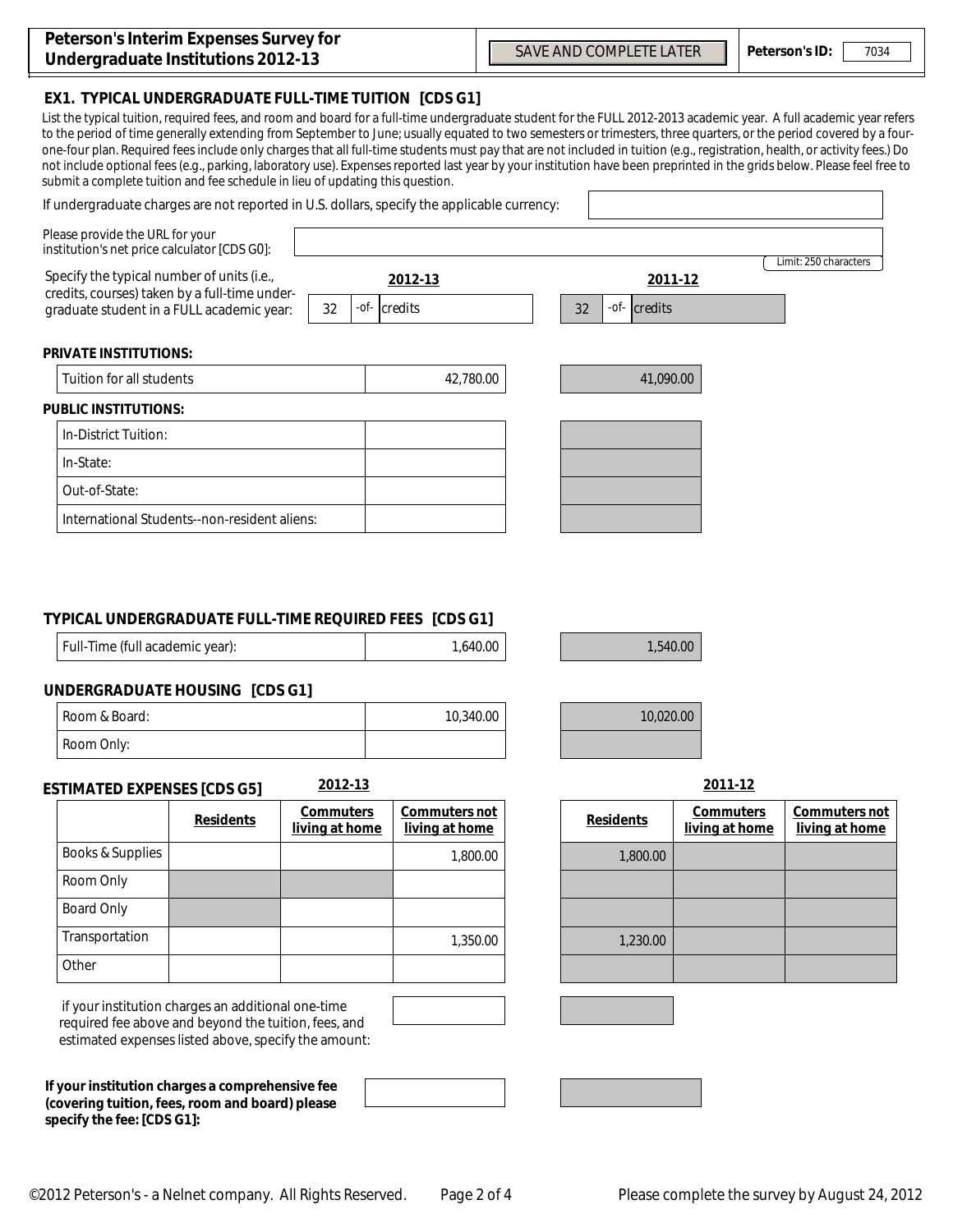## Peterson's Interim Expenses Survey for Undergraduate Institutions 2012-13

SAVE AND COMPLETE LATER | **Peterson's ID:** 7034

### EX1. TYPICAL UNDERGRADUATE FULL-TIME TUITION [CDS G1]

List the typical tuition, required fees, and room and board for a full-time undergraduate student for the FULL 2012-2013 academic year. A full academic year refers to the period of time generally extending from September to June; usually equated to two semesters or trimesters, three quarters, or the period covered by a four-one-four plan. Required fees include only charges that all full-time students must pay that are not included in tuition (e.g., registration, health, or activity fees.) Do not include optional fees (e.g., parking, laboratory use). Expenses reported last year by your institution have been preprinted in the grids below. Please feel free to submit a complete tuition and fee schedule in lieu of updating this question.

If undergraduate charges are not reported in U.S. dollars, specify the applicable currency:

Please provide the URL for your institution's net price calculator [CDS G0]:

Limit: 250 characters

| | 2012-13 | 2011-12 |
|---|---|---|
| Specify the typical number of units (i.e., credits, courses) taken by a full-time undergraduate student in a FULL academic year: | 32 -of- credits | 32 -of- credits |

**PRIVATE INSTITUTIONS:**

| | 2012-13 | 2011-12 |
|---|---|---|
| Tuition for all students | 42,780.00 | 41,090.00 |

**PUBLIC INSTITUTIONS:**

| | 2012-13 | 2011-12 |
|---|---|---|
| In-District Tuition: | | |
| In-State: | | |
| Out-of-State: | | |
| International Students--non-resident aliens: | | |

### TYPICAL UNDERGRADUATE FULL-TIME REQUIRED FEES [CDS G1]

| | 2012-13 | 2011-12 |
|---|---|---|
| Full-Time (full academic year): | 1,640.00 | 1,540.00 |

### UNDERGRADUATE HOUSING [CDS G1]

| | 2012-13 | 2011-12 |
|---|---|---|
| Room & Board: | 10,340.00 | 10,020.00 |
| Room Only: | | |

### ESTIMATED EXPENSES [CDS G5]

| | 2012-13 | | | 2011-12 | | |
|---|---|---|---|---|---|---|
| | **Residents** | **Commuters living at home** | **Commuters not living at home** | **Residents** | **Commuters living at home** | **Commuters not living at home** |
| Books & Supplies | | | 1,800.00 | 1,800.00 | | |
| Room Only | | | | | | |
| Board Only | | | | | | |
| Transportation | | | 1,350.00 | 1,230.00 | | |
| Other | | | | | | |

if your institution charges an additional one-time required fee above and beyond the tuition, fees, and estimated expenses listed above, specify the amount:

**If your institution charges a comprehensive fee (covering tuition, fees, room and board) please specify the fee: [CDS G1]:**

©2012 Peterson's - a Nelnet company. All Rights Reserved.

Please complete the survey by August 24, 2012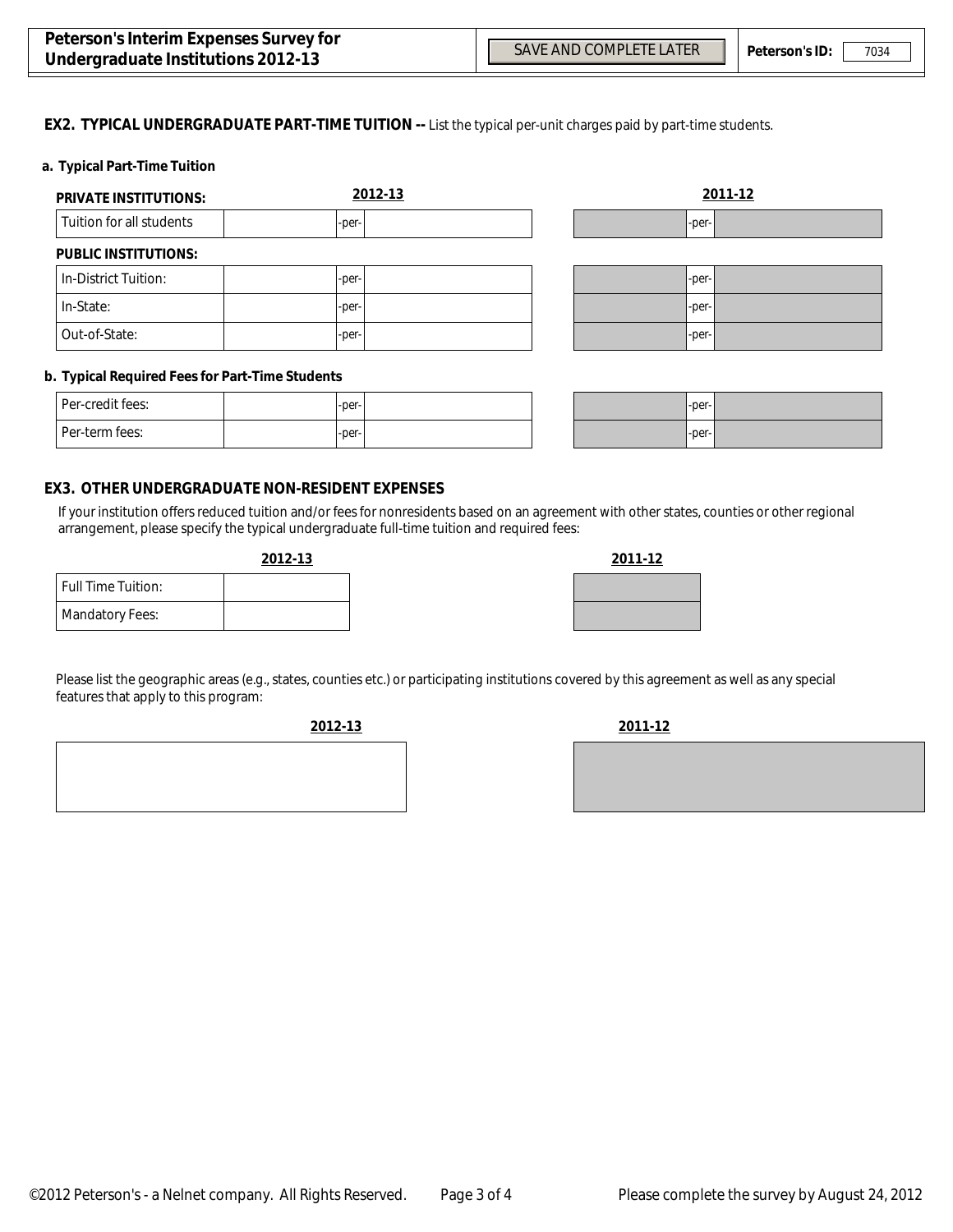**EX2. TYPICAL UNDERGRADUATE PART-TIME TUITION --** List the typical per-unit charges paid by part-time students.

**a. Typical Part-Time Tuition**

| | 2012-13 | | | 2011-12 | | |
|---|---|---|---|---|---|---|
| **PRIVATE INSTITUTIONS:** | | | | | | |
| Tuition for all students | | -per- | | | -per- | |
| **PUBLIC INSTITUTIONS:** | | | | | | |
| In-District Tuition: | | -per- | | | -per- | |
| In-State: | | -per- | | | -per- | |
| Out-of-State: | | -per- | | | -per- | |

**b. Typical Required Fees for Part-Time Students**

| | 2012-13 | | | 2011-12 | | |
|---|---|---|---|---|---|---|
| Per-credit fees: | | -per- | | | -per- | |
| Per-term fees: | | -per- | | | -per- | |

**EX3. OTHER UNDERGRADUATE NON-RESIDENT EXPENSES**

If your institution offers reduced tuition and/or fees for nonresidents based on an agreement with other states, counties or other regional arrangement, please specify the typical undergraduate full-time tuition and required fees:

| | 2012-13 | 2011-12 |
|---|---|---|
| Full Time Tuition: | | |
| Mandatory Fees: | | |

Please list the geographic areas (e.g., states, counties etc.) or participating institutions covered by this agreement as well as any special features that apply to this program:

| 2012-13 | 2011-12 |
|---|---|
| | |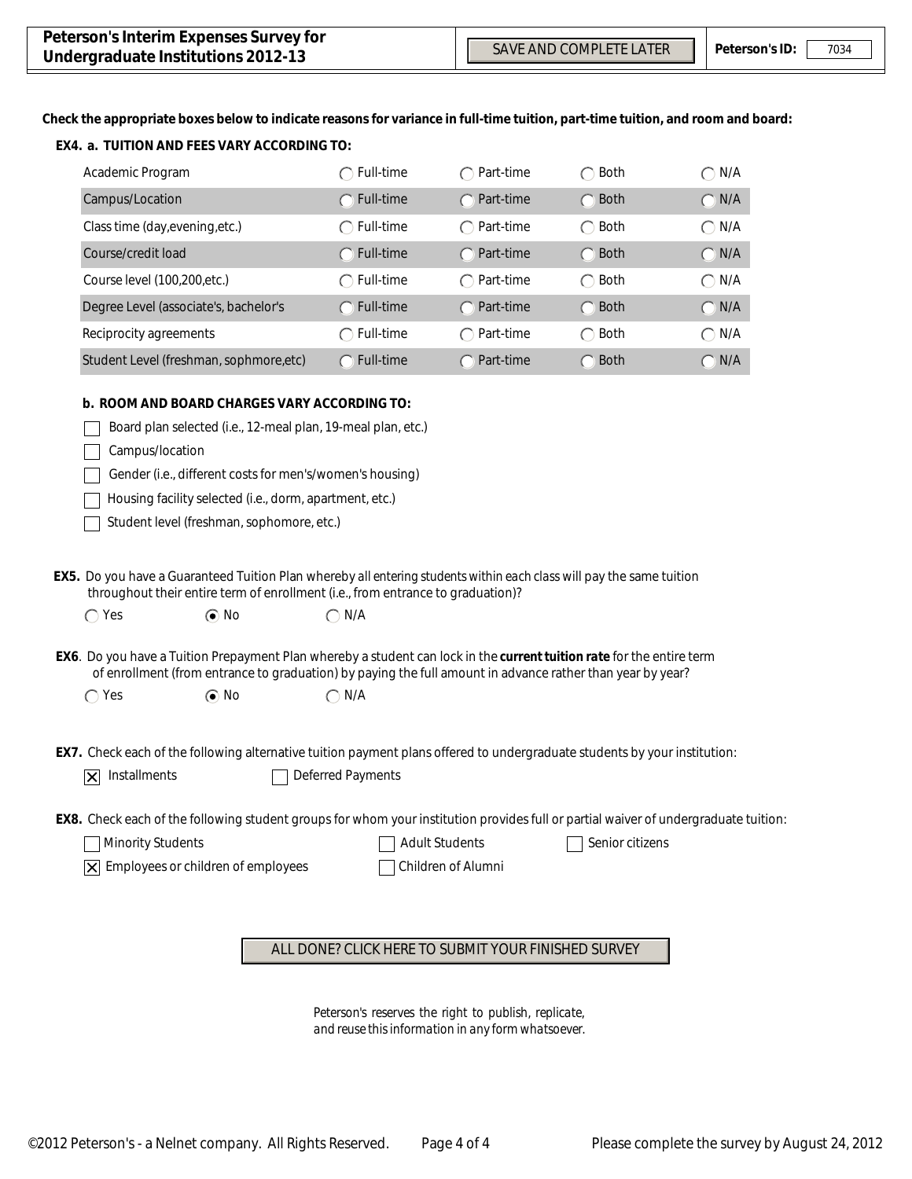**Check the appropriate boxes below to indicate reasons for variance in full-time tuition, part-time tuition, and room and board:**

**EX4. a. TUITION AND FEES VARY ACCORDING TO:**

| | | | | |
|---|---|---|---|---|
| Academic Program | ◯ Full-time | ◯ Part-time | ◯ Both | ◯ N/A |
| Campus/Location | ◯ Full-time | ◯ Part-time | ◯ Both | ◯ N/A |
| Class time (day,evening,etc.) | ◯ Full-time | ◯ Part-time | ◯ Both | ◯ N/A |
| Course/credit load | ◯ Full-time | ◯ Part-time | ◯ Both | ◯ N/A |
| Course level (100,200,etc.) | ◯ Full-time | ◯ Part-time | ◯ Both | ◯ N/A |
| Degree Level (associate's, bachelor's | ◯ Full-time | ◯ Part-time | ◯ Both | ◯ N/A |
| Reciprocity agreements | ◯ Full-time | ◯ Part-time | ◯ Both | ◯ N/A |
| Student Level (freshman, sophmore,etc) | ◯ Full-time | ◯ Part-time | ◯ Both | ◯ N/A |

**b. ROOM AND BOARD CHARGES VARY ACCORDING TO:**

- [ ] Board plan selected (i.e., 12-meal plan, 19-meal plan, etc.)
- [ ] Campus/location
- [ ] Gender (i.e., different costs for men's/women's housing)
- [ ] Housing facility selected (i.e., dorm, apartment, etc.)
- [ ] Student level (freshman, sophomore, etc.)

**EX5.** Do you have a Guaranteed Tuition Plan whereby all entering students within each class will pay the same tuition throughout their entire term of enrollment (i.e., from entrance to graduation)?

◯ Yes ◉ No ◯ N/A

**EX6**. Do you have a Tuition Prepayment Plan whereby a student can lock in the **current tuition rate** for the entire term of enrollment (from entrance to graduation) by paying the full amount in advance rather than year by year?

◯ Yes ◉ No ◯ N/A

**EX7.** Check each of the following alternative tuition payment plans offered to undergraduate students by your institution:

- [x] Installments
- [ ] Deferred Payments

**EX8.** Check each of the following student groups for whom your institution provides full or partial waiver of undergraduate tuition:

- [ ] Minority Students
- [ ] Adult Students
- [ ] Senior citizens
- [x] Employees or children of employees
- [ ] Children of Alumni

ALL DONE? CLICK HERE TO SUBMIT YOUR FINISHED SURVEY

*Peterson's reserves the right to publish, replicate, and reuse this information in any form whatsoever.*

Please complete the survey by August 24, 2012